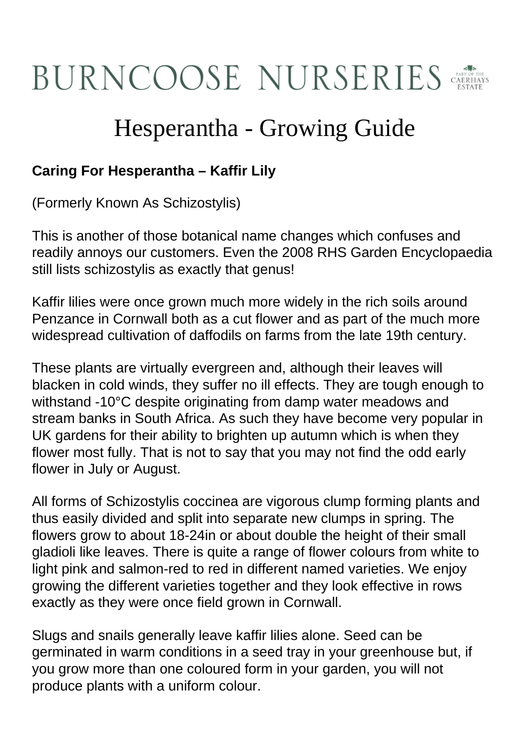# BURNCOOSE NURSERIES

## Hesperantha - Growing Guide

**Caring For Hesperantha – Kaffir Lily**

(Formerly Known As Schizostylis)

This is another of those botanical name changes which confuses and readily annoys our customers. Even the 2008 RHS Garden Encyclopaedia still lists schizostylis as exactly that genus!

Kaffir lilies were once grown much more widely in the rich soils around Penzance in Cornwall both as a cut flower and as part of the much more widespread cultivation of daffodils on farms from the late 19th century.

These plants are virtually evergreen and, although their leaves will blacken in cold winds, they suffer no ill effects. They are tough enough to withstand -10°C despite originating from damp water meadows and stream banks in South Africa. As such they have become very popular in UK gardens for their ability to brighten up autumn which is when they flower most fully. That is not to say that you may not find the odd early flower in July or August.

All forms of Schizostylis coccinea are vigorous clump forming plants and thus easily divided and split into separate new clumps in spring. The flowers grow to about 18-24in or about double the height of their small gladioli like leaves. There is quite a range of flower colours from white to light pink and salmon-red to red in different named varieties. We enjoy growing the different varieties together and they look effective in rows exactly as they were once field grown in Cornwall.

Slugs and snails generally leave kaffir lilies alone. Seed can be germinated in warm conditions in a seed tray in your greenhouse but, if you grow more than one coloured form in your garden, you will not produce plants with a uniform colour.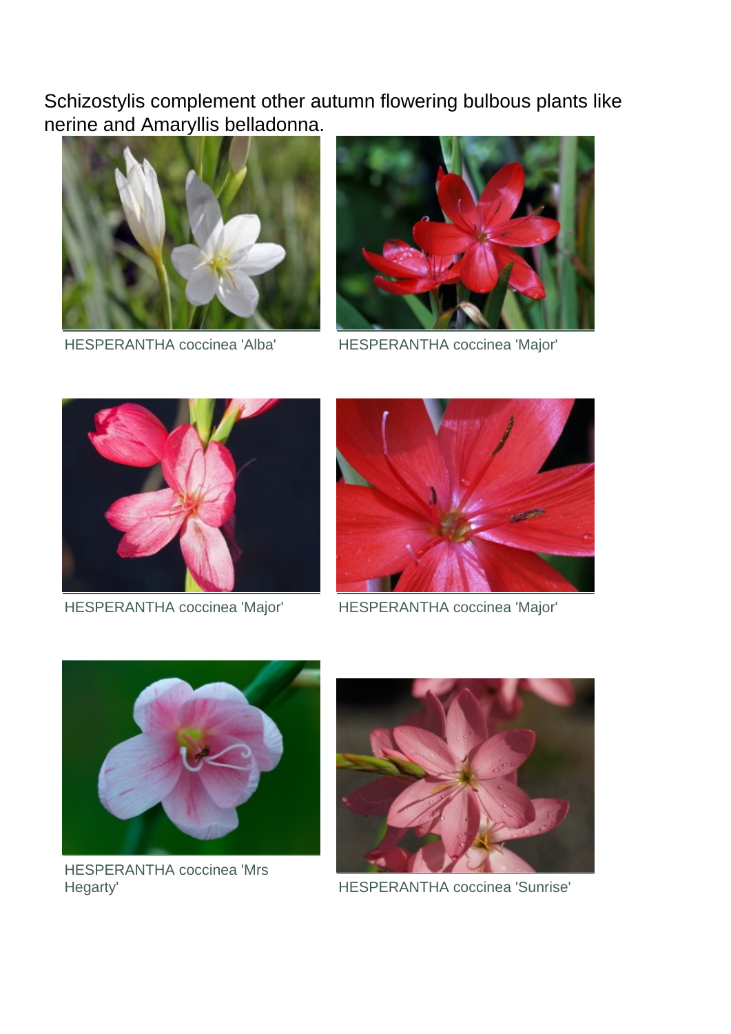Schizostylis complement other autumn flowering bulbous plants like nerine and Amaryllis belladonna.

HESPERANTHA coccinea 'Alba'

HESPERANTHA coccinea 'Major'

HESPERANTHA coccinea 'Major'

HESPERANTHA coccinea 'Major'

HESPERANTHA coccinea 'Mrs Hegarty'

HESPERANTHA coccinea 'Sunrise'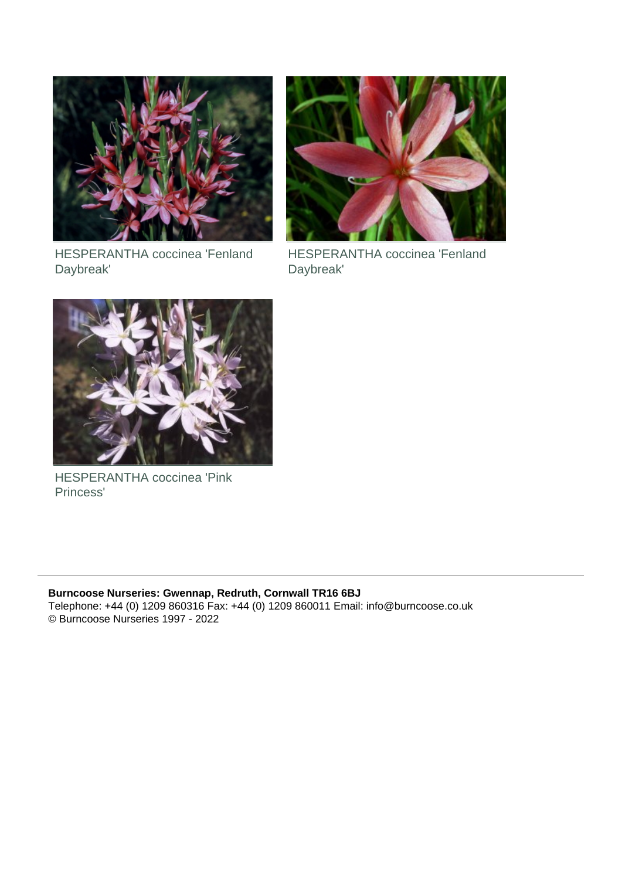HESPERANTHA coccinea 'Fenland Daybreak'

HESPERANTHA coccinea 'Fenland Daybreak'

HESPERANTHA coccinea 'Pink Princess'

**Burncoose Nurseries: Gwennap, Redruth, Cornwall TR16 6BJ**
Telephone: +44 (0) 1209 860316 Fax: +44 (0) 1209 860011 Email: info@burncoose.co.uk
© Burncoose Nurseries 1997 - 2022